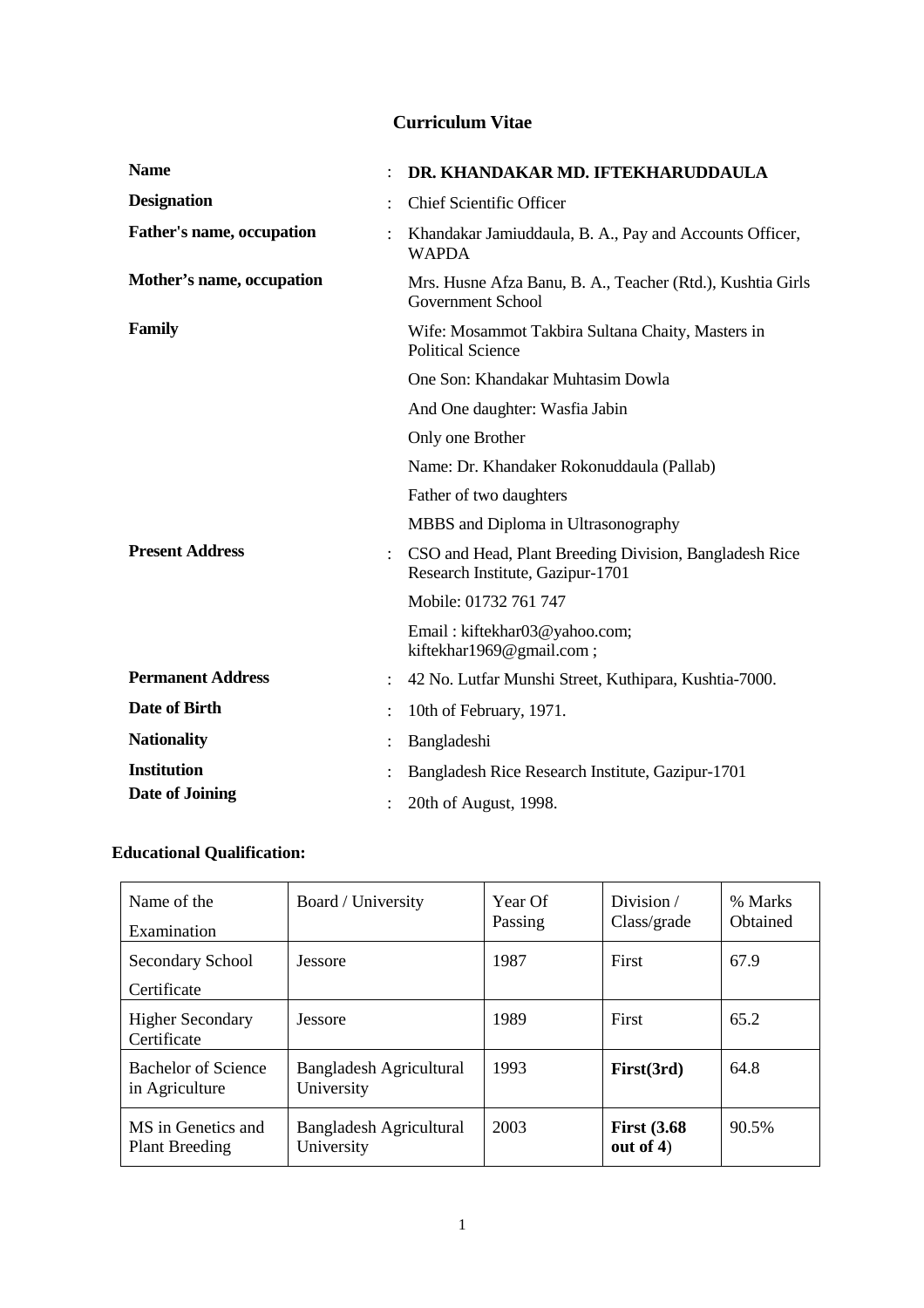# Curriculum Vitae

| | | |
|---|---|---|
| **Name** | : | **DR. KHANDAKAR MD. IFTEKHARUDDAULA** |
| **Designation** | : | Chief Scientific Officer |
| **Father's name, occupation** | : | Khandakar Jamiuddaula, B. A., Pay and Accounts Officer, WAPDA |
| **Mother's name, occupation** | | Mrs. Husne Afza Banu, B. A., Teacher (Rtd.), Kushtia Girls Government School |
| **Family** | | Wife: Mosammot Takbira Sultana Chaity, Masters in Political Science |
| | | One Son: Khandakar Muhtasim Dowla |
| | | And One daughter: Wasfia Jabin |
| | | Only one Brother |
| | | Name: Dr. Khandaker Rokonuddaula (Pallab) |
| | | Father of two daughters |
| | | MBBS and Diploma in Ultrasonography |
| **Present Address** | : | CSO and Head, Plant Breeding Division, Bangladesh Rice Research Institute, Gazipur-1701 |
| | | Mobile: 01732 761 747 |
| | | Email : kiftekhar03@yahoo.com; kiftekhar1969@gmail.com ; |
| **Permanent Address** | : | 42 No. Lutfar Munshi Street, Kuthipara, Kushtia-7000. |
| **Date of Birth** | : | 10th of February, 1971. |
| **Nationality** | : | Bangladeshi |
| **Institution** | : | Bangladesh Rice Research Institute, Gazipur-1701 |
| **Date of Joining** | : | 20th of August, 1998. |

## Educational Qualification:

| Name of the Examination | Board / University | Year Of Passing | Division / Class/grade | % Marks Obtained |
|---|---|---|---|---|
| Secondary School Certificate | Jessore | 1987 | First | 67.9 |
| Higher Secondary Certificate | Jessore | 1989 | First | 65.2 |
| Bachelor of Science in Agriculture | Bangladesh Agricultural University | 1993 | **First(3rd)** | 64.8 |
| MS in Genetics and Plant Breeding | Bangladesh Agricultural University | 2003 | **First (3.68 out of 4**) | 90.5% |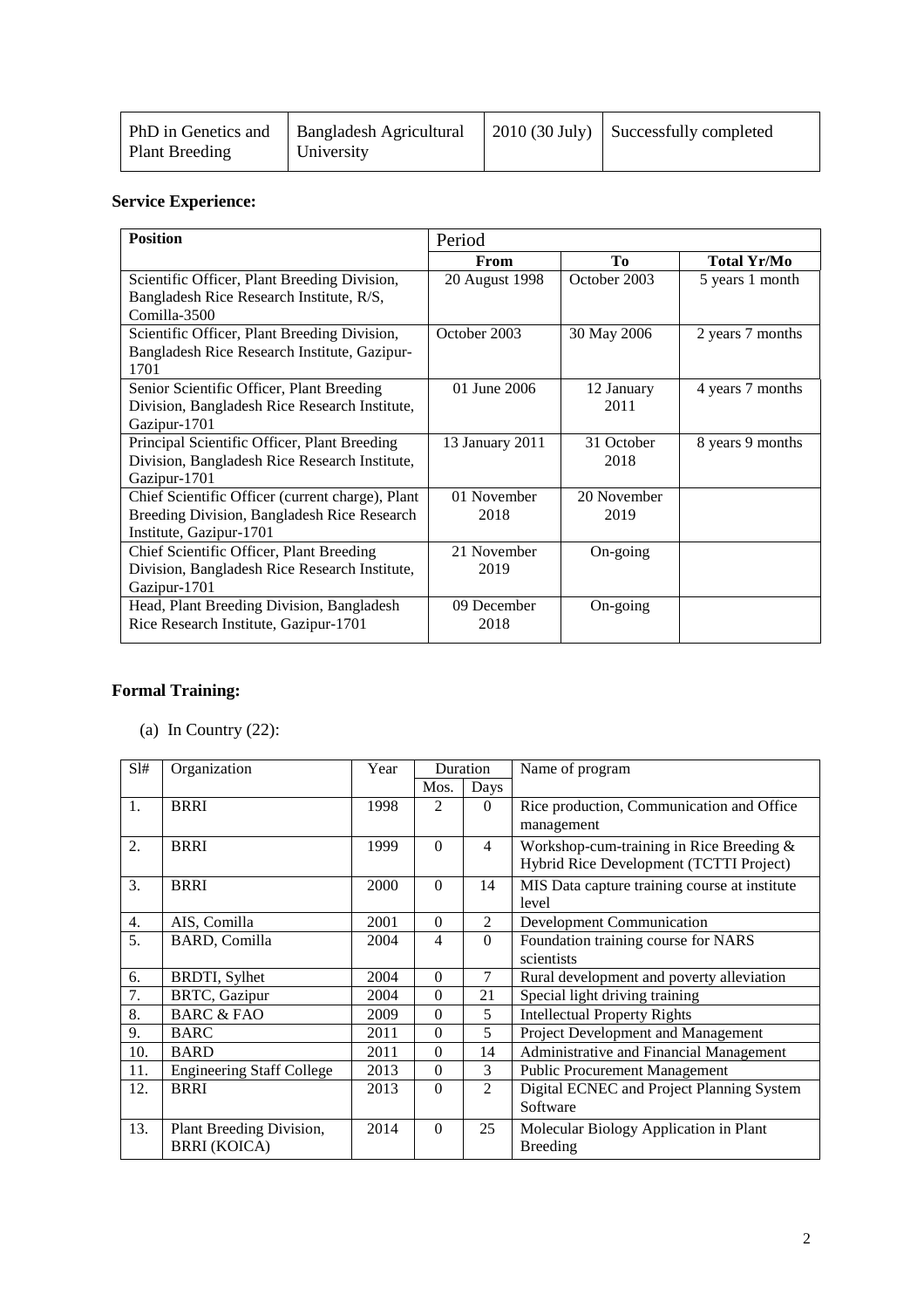| PhD in Genetics and Plant Breeding | Bangladesh Agricultural University | 2010 (30 July) | Successfully completed |
|---|---|---|---|

**Service Experience:**

| Position | Period | | |
|---|---|---|---|
| | From | To | Total Yr/Mo |
| Scientific Officer, Plant Breeding Division, Bangladesh Rice Research Institute, R/S, Comilla-3500 | 20 August 1998 | October 2003 | 5 years 1 month |
| Scientific Officer, Plant Breeding Division, Bangladesh Rice Research Institute, Gazipur-1701 | October 2003 | 30 May 2006 | 2 years 7 months |
| Senior Scientific Officer, Plant Breeding Division, Bangladesh Rice Research Institute, Gazipur-1701 | 01 June 2006 | 12 January 2011 | 4 years 7 months |
| Principal Scientific Officer, Plant Breeding Division, Bangladesh Rice Research Institute, Gazipur-1701 | 13 January 2011 | 31 October 2018 | 8 years 9 months |
| Chief Scientific Officer (current charge), Plant Breeding Division, Bangladesh Rice Research Institute, Gazipur-1701 | 01 November 2018 | 20 November 2019 | |
| Chief Scientific Officer, Plant Breeding Division, Bangladesh Rice Research Institute, Gazipur-1701 | 21 November 2019 | On-going | |
| Head, Plant Breeding Division, Bangladesh Rice Research Institute, Gazipur-1701 | 09 December 2018 | On-going | |

**Formal Training:**

(a) In Country (22):

| Sl# | Organization | Year | Duration | | Name of program |
|---|---|---|---|---|---|
| | | | Mos. | Days | |
| 1. | BRRI | 1998 | 2 | 0 | Rice production, Communication and Office management |
| 2. | BRRI | 1999 | 0 | 4 | Workshop-cum-training in Rice Breeding & Hybrid Rice Development (TCTTI Project) |
| 3. | BRRI | 2000 | 0 | 14 | MIS Data capture training course at institute level |
| 4. | AIS, Comilla | 2001 | 0 | 2 | Development Communication |
| 5. | BARD, Comilla | 2004 | 4 | 0 | Foundation training course for NARS scientists |
| 6. | BRDTI, Sylhet | 2004 | 0 | 7 | Rural development and poverty alleviation |
| 7. | BRTC, Gazipur | 2004 | 0 | 21 | Special light driving training |
| 8. | BARC & FAO | 2009 | 0 | 5 | Intellectual Property Rights |
| 9. | BARC | 2011 | 0 | 5 | Project Development and Management |
| 10. | BARD | 2011 | 0 | 14 | Administrative and Financial Management |
| 11. | Engineering Staff College | 2013 | 0 | 3 | Public Procurement Management |
| 12. | BRRI | 2013 | 0 | 2 | Digital ECNEC and Project Planning System Software |
| 13. | Plant Breeding Division, BRRI (KOICA) | 2014 | 0 | 25 | Molecular Biology Application in Plant Breeding |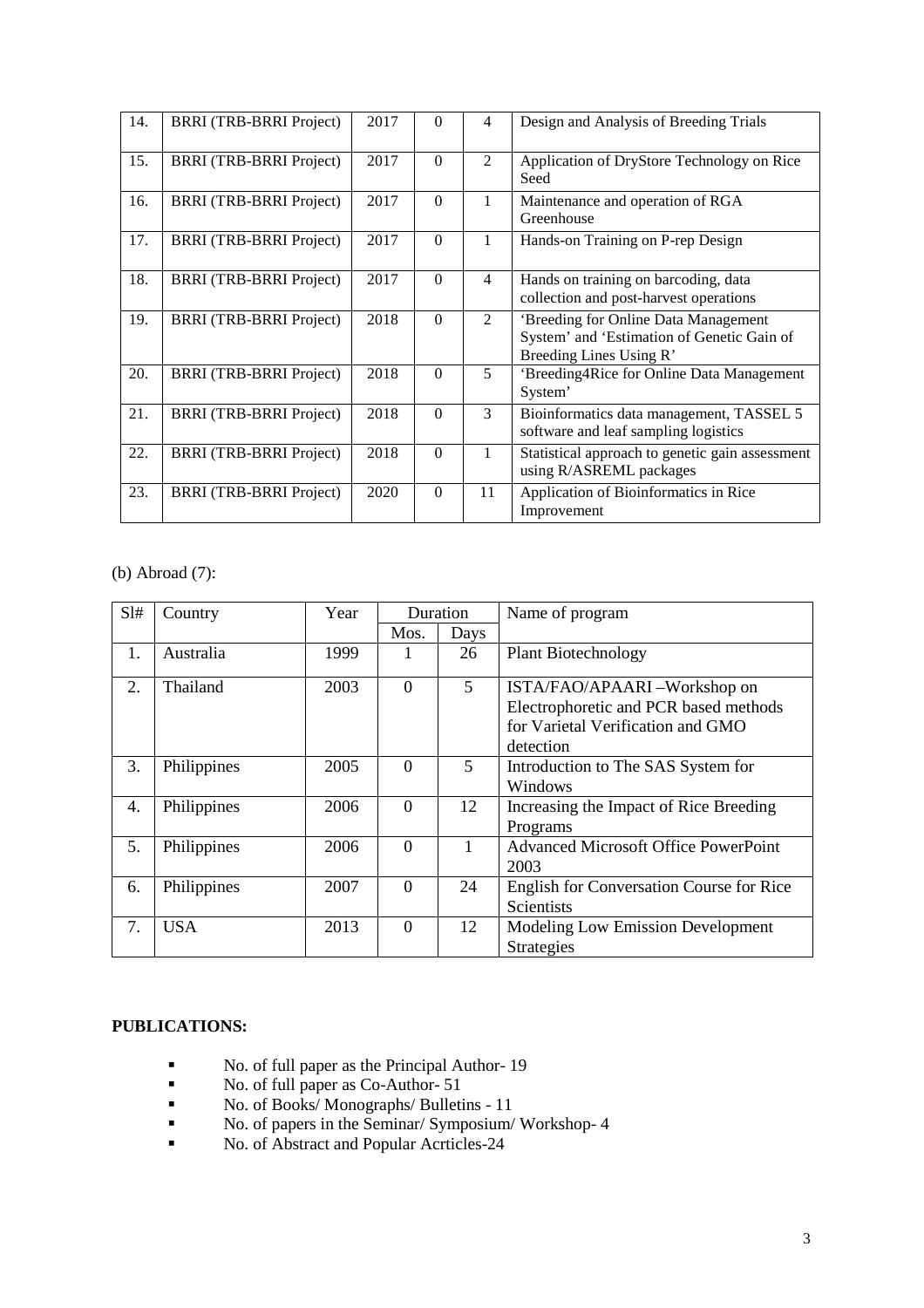| 14. | BRRI (TRB-BRRI Project) | 2017 | 0 | 4 | Design and Analysis of Breeding Trials |
|---|---|---|---|---|---|
| 15. | BRRI (TRB-BRRI Project) | 2017 | 0 | 2 | Application of DryStore Technology on Rice Seed |
| 16. | BRRI (TRB-BRRI Project) | 2017 | 0 | 1 | Maintenance and operation of RGA Greenhouse |
| 17. | BRRI (TRB-BRRI Project) | 2017 | 0 | 1 | Hands-on Training on P-rep Design |
| 18. | BRRI (TRB-BRRI Project) | 2017 | 0 | 4 | Hands on training on barcoding, data collection and post-harvest operations |
| 19. | BRRI (TRB-BRRI Project) | 2018 | 0 | 2 | 'Breeding for Online Data Management System' and 'Estimation of Genetic Gain of Breeding Lines Using R' |
| 20. | BRRI (TRB-BRRI Project) | 2018 | 0 | 5 | 'Breeding4Rice for Online Data Management System' |
| 21. | BRRI (TRB-BRRI Project) | 2018 | 0 | 3 | Bioinformatics data management, TASSEL 5 software and leaf sampling logistics |
| 22. | BRRI (TRB-BRRI Project) | 2018 | 0 | 1 | Statistical approach to genetic gain assessment using R/ASREML packages |
| 23. | BRRI (TRB-BRRI Project) | 2020 | 0 | 11 | Application of Bioinformatics in Rice Improvement |

(b) Abroad (7):

| Sl# | Country | Year | Duration | | Name of program |
|---|---|---|---|---|---|
| | | | Mos. | Days | |
| 1. | Australia | 1999 | 1 | 26 | Plant Biotechnology |
| 2. | Thailand | 2003 | 0 | 5 | ISTA/FAO/APAARI –Workshop on Electrophoretic and PCR based methods for Varietal Verification and GMO detection |
| 3. | Philippines | 2005 | 0 | 5 | Introduction to The SAS System for Windows |
| 4. | Philippines | 2006 | 0 | 12 | Increasing the Impact of Rice Breeding Programs |
| 5. | Philippines | 2006 | 0 | 1 | Advanced Microsoft Office PowerPoint 2003 |
| 6. | Philippines | 2007 | 0 | 24 | English for Conversation Course for Rice Scientists |
| 7. | USA | 2013 | 0 | 12 | Modeling Low Emission Development Strategies |

**PUBLICATIONS:**

- No. of full paper as the Principal Author- 19
- No. of full paper as Co-Author- 51
- No. of Books/ Monographs/ Bulletins - 11
- No. of papers in the Seminar/ Symposium/ Workshop- 4
- No. of Abstract and Popular Acrticles-24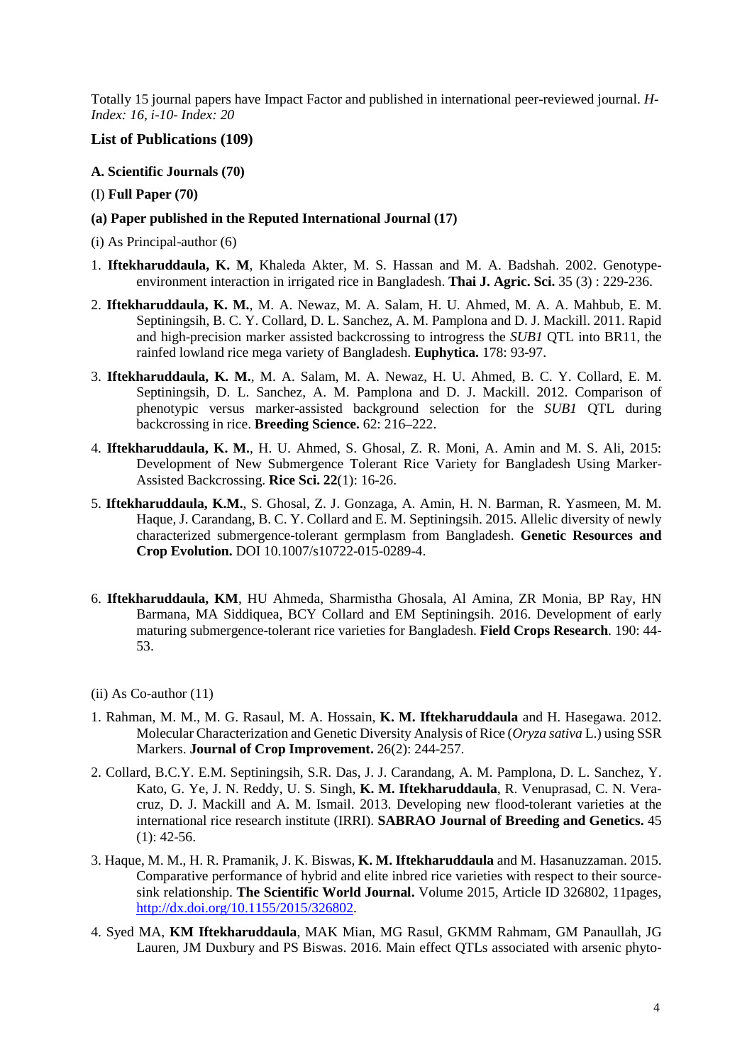Totally 15 journal papers have Impact Factor and published in international peer-reviewed journal. *H-Index: 16, i-10- Index: 20*

### List of Publications (109)

**A. Scientific Journals (70)**

(I) **Full Paper (70)**

**(a) Paper published in the Reputed International Journal (17)**

(i) As Principal-author (6)

1. **Iftekharuddaula, K. M**, Khaleda Akter, M. S. Hassan and M. A. Badshah. 2002. Genotype-environment interaction in irrigated rice in Bangladesh. **Thai J. Agric. Sci.** 35 (3) : 229-236.
2. **Iftekharuddaula, K. M.**, M. A. Newaz, M. A. Salam, H. U. Ahmed, M. A. A. Mahbub, E. M. Septiningsih, B. C. Y. Collard, D. L. Sanchez, A. M. Pamplona and D. J. Mackill. 2011. Rapid and high-precision marker assisted backcrossing to introgress the *SUB1* QTL into BR11, the rainfed lowland rice mega variety of Bangladesh. **Euphytica.** 178: 93-97.
3. **Iftekharuddaula, K. M.**, M. A. Salam, M. A. Newaz, H. U. Ahmed, B. C. Y. Collard, E. M. Septiningsih, D. L. Sanchez, A. M. Pamplona and D. J. Mackill. 2012. Comparison of phenotypic versus marker-assisted background selection for the *SUB1* QTL during backcrossing in rice. **Breeding Science.** 62: 216–222.
4. **Iftekharuddaula, K. M.**, H. U. Ahmed, S. Ghosal, Z. R. Moni, A. Amin and M. S. Ali, 2015: Development of New Submergence Tolerant Rice Variety for Bangladesh Using Marker-Assisted Backcrossing. **Rice Sci. 22**(1): 16-26.
5. **Iftekharuddaula, K.M.**, S. Ghosal, Z. J. Gonzaga, A. Amin, H. N. Barman, R. Yasmeen, M. M. Haque, J. Carandang, B. C. Y. Collard and E. M. Septiningsih. 2015. Allelic diversity of newly characterized submergence-tolerant germplasm from Bangladesh. **Genetic Resources and Crop Evolution.** DOI 10.1007/s10722-015-0289-4.
6. **Iftekharuddaula, KM**, HU Ahmeda, Sharmistha Ghosala, Al Amina, ZR Monia, BP Ray, HN Barmana, MA Siddiquea, BCY Collard and EM Septiningsih. 2016. Development of early maturing submergence-tolerant rice varieties for Bangladesh. **Field Crops Research**. 190: 44-53.

(ii) As Co-author (11)

1. Rahman, M. M., M. G. Rasaul, M. A. Hossain, **K. M. Iftekharuddaula** and H. Hasegawa. 2012. Molecular Characterization and Genetic Diversity Analysis of Rice (*Oryza sativa* L.) using SSR Markers. **Journal of Crop Improvement.** 26(2): 244-257.
2. Collard, B.C.Y. E.M. Septiningsih, S.R. Das, J. J. Carandang, A. M. Pamplona, D. L. Sanchez, Y. Kato, G. Ye, J. N. Reddy, U. S. Singh, **K. M. Iftekharuddaula**, R. Venuprasad, C. N. Vera-cruz, D. J. Mackill and A. M. Ismail. 2013. Developing new flood-tolerant varieties at the international rice research institute (IRRI). **SABRAO Journal of Breeding and Genetics.** 45 (1): 42-56.
3. Haque, M. M., H. R. Pramanik, J. K. Biswas, **K. M. Iftekharuddaula** and M. Hasanuzzaman. 2015. Comparative performance of hybrid and elite inbred rice varieties with respect to their source-sink relationship. **The Scientific World Journal.** Volume 2015, Article ID 326802, 11pages, http://dx.doi.org/10.1155/2015/326802.
4. Syed MA, **KM Iftekharuddaula**, MAK Mian, MG Rasul, GKMM Rahmam, GM Panaullah, JG Lauren, JM Duxbury and PS Biswas. 2016. Main effect QTLs associated with arsenic phyto-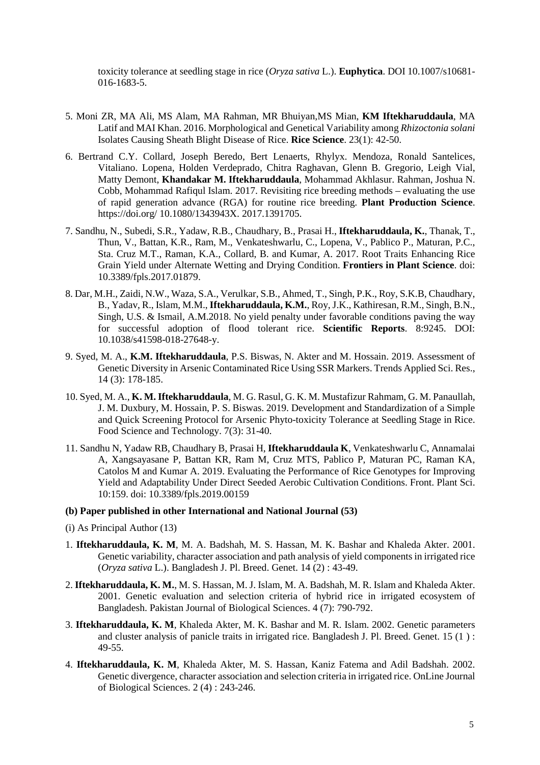toxicity tolerance at seedling stage in rice (*Oryza sativa* L.). **Euphytica**. DOI 10.1007/s10681-016-1683-5.

5. Moni ZR, MA Ali, MS Alam, MA Rahman, MR Bhuiyan,MS Mian, **KM Iftekharuddaula**, MA Latif and MAI Khan. 2016. Morphological and Genetical Variability among *Rhizoctonia solani* Isolates Causing Sheath Blight Disease of Rice. **Rice Science**. 23(1): 42-50.

6. Bertrand C.Y. Collard, Joseph Beredo, Bert Lenaerts, Rhylyx. Mendoza, Ronald Santelices, Vitaliano. Lopena, Holden Verdeprado, Chitra Raghavan, Glenn B. Gregorio, Leigh Vial, Matty Demont, **Khandakar M. Iftekharuddaula**, Mohammad Akhlasur. Rahman, Joshua N. Cobb, Mohammad Rafiqul Islam. 2017. Revisiting rice breeding methods – evaluating the use of rapid generation advance (RGA) for routine rice breeding. **Plant Production Science**. https://doi.org/ 10.1080/1343943X. 2017.1391705.

7. Sandhu, N., Subedi, S.R., Yadaw, R.B., Chaudhary, B., Prasai H., **Iftekharuddaula, K.**, Thanak, T., Thun, V., Battan, K.R., Ram, M., Venkateshwarlu, C., Lopena, V., Pablico P., Maturan, P.C., Sta. Cruz M.T., Raman, K.A., Collard, B. and Kumar, A. 2017. Root Traits Enhancing Rice Grain Yield under Alternate Wetting and Drying Condition. **Frontiers in Plant Science**. doi: 10.3389/fpls.2017.01879.

8. Dar, M.H., Zaidi, N.W., Waza, S.A., Verulkar, S.B., Ahmed, T., Singh, P.K., Roy, S.K.B, Chaudhary, B., Yadav, R., Islam, M.M., **Iftekharuddaula, K.M.**, Roy, J.K., Kathiresan, R.M., Singh, B.N., Singh, U.S. & Ismail, A.M.2018. No yield penalty under favorable conditions paving the way for successful adoption of flood tolerant rice. **Scientific Reports**. 8:9245. DOI: 10.1038/s41598-018-27648-y.

9. Syed, M. A., **K.M. Iftekharuddaula**, P.S. Biswas, N. Akter and M. Hossain. 2019. Assessment of Genetic Diversity in Arsenic Contaminated Rice Using SSR Markers. Trends Applied Sci. Res., 14 (3): 178-185.

10. Syed, M. A., **K. M. Iftekharuddaula**, M. G. Rasul, G. K. M. Mustafizur Rahmam, G. M. Panaullah, J. M. Duxbury, M. Hossain, P. S. Biswas. 2019. Development and Standardization of a Simple and Quick Screening Protocol for Arsenic Phyto-toxicity Tolerance at Seedling Stage in Rice. Food Science and Technology. 7(3): 31-40.

11. Sandhu N, Yadaw RB, Chaudhary B, Prasai H, **Iftekharuddaula K**, Venkateshwarlu C, Annamalai A, Xangsayasane P, Battan KR, Ram M, Cruz MTS, Pablico P, Maturan PC, Raman KA, Catolos M and Kumar A. 2019. Evaluating the Performance of Rice Genotypes for Improving Yield and Adaptability Under Direct Seeded Aerobic Cultivation Conditions. Front. Plant Sci. 10:159. doi: 10.3389/fpls.2019.00159

**(b) Paper published in other International and National Journal (53)**

(i) As Principal Author (13)

1. **Iftekharuddaula, K. M**, M. A. Badshah, M. S. Hassan, M. K. Bashar and Khaleda Akter. 2001. Genetic variability, character association and path analysis of yield components in irrigated rice (*Oryza sativa* L.). Bangladesh J. Pl. Breed. Genet. 14 (2) : 43-49.

2. **Iftekharuddaula, K. M.**, M. S. Hassan, M. J. Islam, M. A. Badshah, M. R. Islam and Khaleda Akter. 2001. Genetic evaluation and selection criteria of hybrid rice in irrigated ecosystem of Bangladesh. Pakistan Journal of Biological Sciences. 4 (7): 790-792.

3. **Iftekharuddaula, K. M**, Khaleda Akter, M. K. Bashar and M. R. Islam. 2002. Genetic parameters and cluster analysis of panicle traits in irrigated rice. Bangladesh J. Pl. Breed. Genet. 15 (1 ) : 49-55.

4. **Iftekharuddaula, K. M**, Khaleda Akter, M. S. Hassan, Kaniz Fatema and Adil Badshah. 2002. Genetic divergence, character association and selection criteria in irrigated rice. OnLine Journal of Biological Sciences. 2 (4) : 243-246.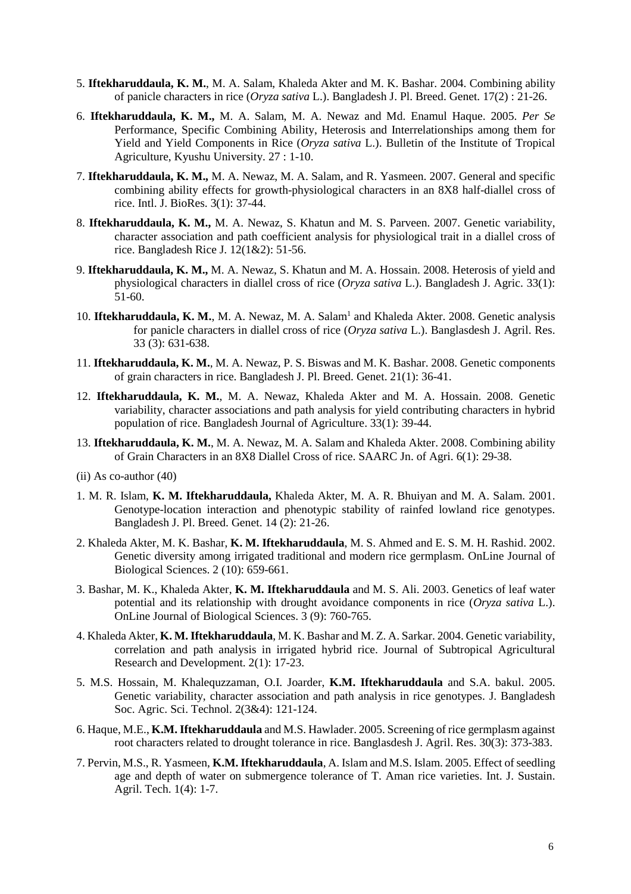5. **Iftekharuddaula, K. M.**, M. A. Salam, Khaleda Akter and M. K. Bashar. 2004. Combining ability of panicle characters in rice (*Oryza sativa* L.). Bangladesh J. Pl. Breed. Genet. 17(2) : 21-26.

6. **Iftekharuddaula, K. M.,** M. A. Salam, M. A. Newaz and Md. Enamul Haque. 2005. *Per Se* Performance, Specific Combining Ability, Heterosis and Interrelationships among them for Yield and Yield Components in Rice (*Oryza sativa* L.). Bulletin of the Institute of Tropical Agriculture, Kyushu University. 27 : 1-10.

7. **Iftekharuddaula, K. M.,** M. A. Newaz, M. A. Salam, and R. Yasmeen. 2007. General and specific combining ability effects for growth-physiological characters in an 8X8 half-diallel cross of rice. Intl. J. BioRes. 3(1): 37-44.

8. **Iftekharuddaula, K. M.,** M. A. Newaz, S. Khatun and M. S. Parveen. 2007. Genetic variability, character association and path coefficient analysis for physiological trait in a diallel cross of rice. Bangladesh Rice J. 12(1&2): 51-56.

9. **Iftekharuddaula, K. M.,** M. A. Newaz, S. Khatun and M. A. Hossain. 2008. Heterosis of yield and physiological characters in diallel cross of rice (*Oryza sativa* L.). Bangladesh J. Agric. 33(1): 51-60.

10. **Iftekharuddaula, K. M.**, M. A. Newaz, M. A. Salam[1] and Khaleda Akter. 2008. Genetic analysis for panicle characters in diallel cross of rice (*Oryza sativa* L.). Banglasdesh J. Agril. Res. 33 (3): 631-638.

11. **Iftekharuddaula, K. M.**, M. A. Newaz, P. S. Biswas and M. K. Bashar. 2008. Genetic components of grain characters in rice. Bangladesh J. Pl. Breed. Genet. 21(1): 36-41.

12. **Iftekharuddaula, K. M.**, M. A. Newaz, Khaleda Akter and M. A. Hossain. 2008. Genetic variability, character associations and path analysis for yield contributing characters in hybrid population of rice. Bangladesh Journal of Agriculture. 33(1): 39-44.

13. **Iftekharuddaula, K. M.**, M. A. Newaz, M. A. Salam and Khaleda Akter. 2008. Combining ability of Grain Characters in an 8X8 Diallel Cross of rice. SAARC Jn. of Agri. 6(1): 29-38.

(ii) As co-author (40)

1. M. R. Islam, **K. M. Iftekharuddaula,** Khaleda Akter, M. A. R. Bhuiyan and M. A. Salam. 2001. Genotype-location interaction and phenotypic stability of rainfed lowland rice genotypes. Bangladesh J. Pl. Breed. Genet. 14 (2): 21-26.

2. Khaleda Akter, M. K. Bashar, **K. M. Iftekharuddaula**, M. S. Ahmed and E. S. M. H. Rashid. 2002. Genetic diversity among irrigated traditional and modern rice germplasm. OnLine Journal of Biological Sciences. 2 (10): 659-661.

3. Bashar, M. K., Khaleda Akter, **K. M. Iftekharuddaula** and M. S. Ali. 2003. Genetics of leaf water potential and its relationship with drought avoidance components in rice (*Oryza sativa* L.). OnLine Journal of Biological Sciences. 3 (9): 760-765.

4. Khaleda Akter, **K. M. Iftekharuddaula**, M. K. Bashar and M. Z. A. Sarkar. 2004. Genetic variability, correlation and path analysis in irrigated hybrid rice. Journal of Subtropical Agricultural Research and Development. 2(1): 17-23.

5. M.S. Hossain, M. Khalequzzaman, O.I. Joarder, **K.M. Iftekharuddaula** and S.A. bakul. 2005. Genetic variability, character association and path analysis in rice genotypes. J. Bangladesh Soc. Agric. Sci. Technol. 2(3&4): 121-124.

6. Haque, M.E., **K.M. Iftekharuddaula** and M.S. Hawlader. 2005. Screening of rice germplasm against root characters related to drought tolerance in rice. Banglasdesh J. Agril. Res. 30(3): 373-383.

7. Pervin, M.S., R. Yasmeen, **K.M. Iftekharuddaula**, A. Islam and M.S. Islam. 2005. Effect of seedling age and depth of water on submergence tolerance of T. Aman rice varieties. Int. J. Sustain. Agril. Tech. 1(4): 1-7.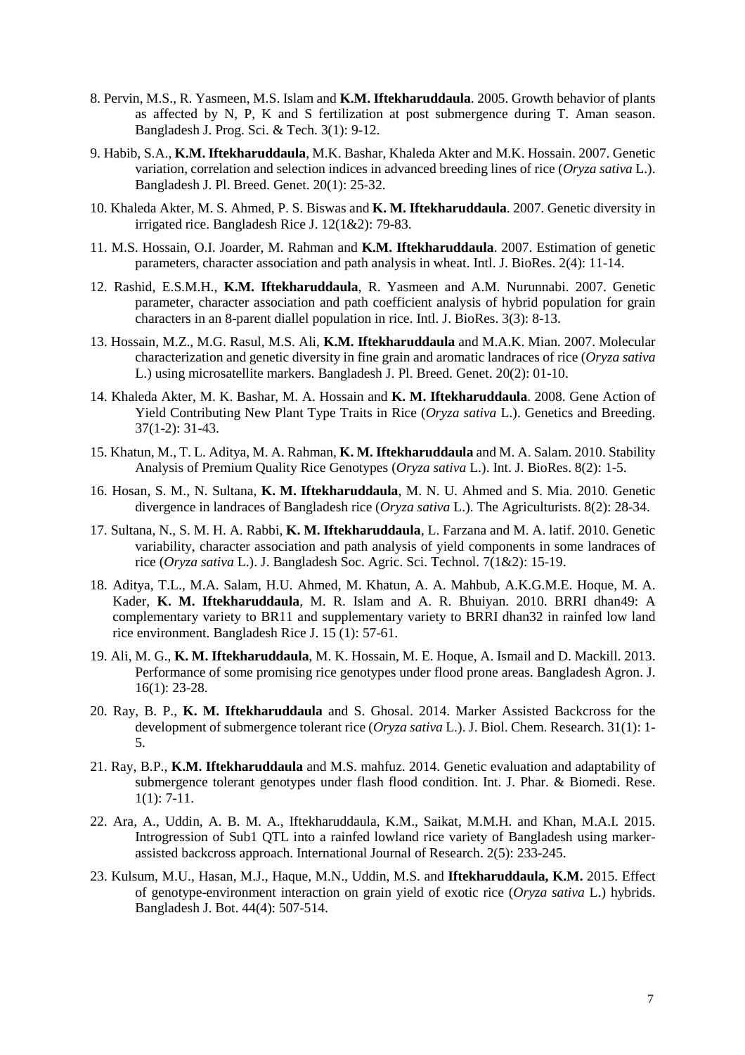8. Pervin, M.S., R. Yasmeen, M.S. Islam and **K.M. Iftekharuddaula**. 2005. Growth behavior of plants as affected by N, P, K and S fertilization at post submergence during T. Aman season. Bangladesh J. Prog. Sci. & Tech. 3(1): 9-12.

9. Habib, S.A., **K.M. Iftekharuddaula**, M.K. Bashar, Khaleda Akter and M.K. Hossain. 2007. Genetic variation, correlation and selection indices in advanced breeding lines of rice (*Oryza sativa* L.). Bangladesh J. Pl. Breed. Genet. 20(1): 25-32.

10. Khaleda Akter, M. S. Ahmed, P. S. Biswas and **K. M. Iftekharuddaula**. 2007. Genetic diversity in irrigated rice. Bangladesh Rice J. 12(1&2): 79-83.

11. M.S. Hossain, O.I. Joarder, M. Rahman and **K.M. Iftekharuddaula**. 2007. Estimation of genetic parameters, character association and path analysis in wheat. Intl. J. BioRes. 2(4): 11-14.

12. Rashid, E.S.M.H., **K.M. Iftekharuddaula**, R. Yasmeen and A.M. Nurunnabi. 2007. Genetic parameter, character association and path coefficient analysis of hybrid population for grain characters in an 8-parent diallel population in rice. Intl. J. BioRes. 3(3): 8-13.

13. Hossain, M.Z., M.G. Rasul, M.S. Ali, **K.M. Iftekharuddaula** and M.A.K. Mian. 2007. Molecular characterization and genetic diversity in fine grain and aromatic landraces of rice (*Oryza sativa* L.) using microsatellite markers. Bangladesh J. Pl. Breed. Genet. 20(2): 01-10.

14. Khaleda Akter, M. K. Bashar, M. A. Hossain and **K. M. Iftekharuddaula**. 2008. Gene Action of Yield Contributing New Plant Type Traits in Rice (*Oryza sativa* L.). Genetics and Breeding. 37(1-2): 31-43.

15. Khatun, M., T. L. Aditya, M. A. Rahman, **K. M. Iftekharuddaula** and M. A. Salam. 2010. Stability Analysis of Premium Quality Rice Genotypes (*Oryza sativa* L.). Int. J. BioRes. 8(2): 1-5.

16. Hosan, S. M., N. Sultana, **K. M. Iftekharuddaula**, M. N. U. Ahmed and S. Mia. 2010. Genetic divergence in landraces of Bangladesh rice (*Oryza sativa* L.). The Agriculturists. 8(2): 28-34.

17. Sultana, N., S. M. H. A. Rabbi, **K. M. Iftekharuddaula**, L. Farzana and M. A. latif. 2010. Genetic variability, character association and path analysis of yield components in some landraces of rice (*Oryza sativa* L.). J. Bangladesh Soc. Agric. Sci. Technol. 7(1&2): 15-19.

18. Aditya, T.L., M.A. Salam, H.U. Ahmed, M. Khatun, A. A. Mahbub, A.K.G.M.E. Hoque, M. A. Kader, **K. M. Iftekharuddaula**, M. R. Islam and A. R. Bhuiyan. 2010. BRRI dhan49: A complementary variety to BR11 and supplementary variety to BRRI dhan32 in rainfed low land rice environment. Bangladesh Rice J. 15 (1): 57-61.

19. Ali, M. G., **K. M. Iftekharuddaula**, M. K. Hossain, M. E. Hoque, A. Ismail and D. Mackill. 2013. Performance of some promising rice genotypes under flood prone areas. Bangladesh Agron. J. 16(1): 23-28.

20. Ray, B. P., **K. M. Iftekharuddaula** and S. Ghosal. 2014. Marker Assisted Backcross for the development of submergence tolerant rice (*Oryza sativa* L.). J. Biol. Chem. Research. 31(1): 1-5.

21. Ray, B.P., **K.M. Iftekharuddaula** and M.S. mahfuz. 2014. Genetic evaluation and adaptability of submergence tolerant genotypes under flash flood condition. Int. J. Phar. & Biomedi. Rese. 1(1): 7-11.

22. Ara, A., Uddin, A. B. M. A., Iftekharuddaula, K.M., Saikat, M.M.H. and Khan, M.A.I. 2015. Introgression of Sub1 QTL into a rainfed lowland rice variety of Bangladesh using marker-assisted backcross approach. International Journal of Research. 2(5): 233-245.

23. Kulsum, M.U., Hasan, M.J., Haque, M.N., Uddin, M.S. and **Iftekharuddaula, K.M.** 2015. Effect of genotype-environment interaction on grain yield of exotic rice (*Oryza sativa* L.) hybrids. Bangladesh J. Bot. 44(4): 507-514.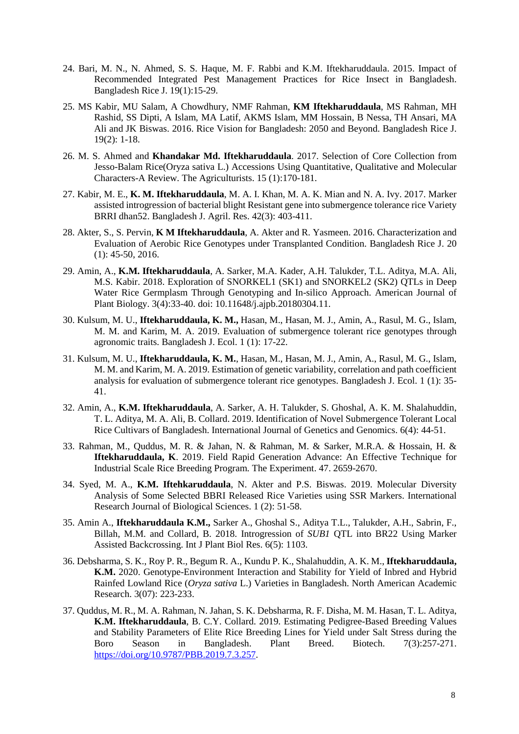24. Bari, M. N., N. Ahmed, S. S. Haque, M. F. Rabbi and K.M. Iftekharuddaula. 2015. Impact of Recommended Integrated Pest Management Practices for Rice Insect in Bangladesh. Bangladesh Rice J. 19(1):15-29.

25. MS Kabir, MU Salam, A Chowdhury, NMF Rahman, **KM Iftekharuddaula**, MS Rahman, MH Rashid, SS Dipti, A Islam, MA Latif, AKMS Islam, MM Hossain, B Nessa, TH Ansari, MA Ali and JK Biswas. 2016. Rice Vision for Bangladesh: 2050 and Beyond. Bangladesh Rice J. 19(2): 1-18.

26. M. S. Ahmed and **Khandakar Md. Iftekharuddaula**. 2017. Selection of Core Collection from Jesso-Balam Rice(Oryza sativa L.) Accessions Using Quantitative, Qualitative and Molecular Characters-A Review. The Agriculturists. 15 (1):170-181.

27. Kabir, M. E., **K. M. Iftekharuddaula**, M. A. I. Khan, M. A. K. Mian and N. A. Ivy. 2017. Marker assisted introgression of bacterial blight Resistant gene into submergence tolerance rice Variety BRRI dhan52. Bangladesh J. Agril. Res. 42(3): 403-411.

28. Akter, S., S. Pervin, **K M Iftekharuddaula**, A. Akter and R. Yasmeen. 2016. Characterization and Evaluation of Aerobic Rice Genotypes under Transplanted Condition. Bangladesh Rice J. 20 (1): 45-50, 2016.

29. Amin, A., **K.M. Iftekharuddaula**, A. Sarker, M.A. Kader, A.H. Talukder, T.L. Aditya, M.A. Ali, M.S. Kabir. 2018. Exploration of SNORKEL1 (SK1) and SNORKEL2 (SK2) QTLs in Deep Water Rice Germplasm Through Genotyping and In-silico Approach. American Journal of Plant Biology. 3(4):33-40. doi: 10.11648/j.ajpb.20180304.11.

30. Kulsum, M. U., **Iftekharuddaula, K. M.,** Hasan, M., Hasan, M. J., Amin, A., Rasul, M. G., Islam, M. M. and Karim, M. A. 2019. Evaluation of submergence tolerant rice genotypes through agronomic traits. Bangladesh J. Ecol. 1 (1): 17-22.

31. Kulsum, M. U., **Iftekharuddaula, K. M.**, Hasan, M., Hasan, M. J., Amin, A., Rasul, M. G., Islam, M. M. and Karim, M. A. 2019. Estimation of genetic variability, correlation and path coefficient analysis for evaluation of submergence tolerant rice genotypes. Bangladesh J. Ecol. 1 (1): 35-41.

32. Amin, A., **K.M. Iftekharuddaula**, A. Sarker, A. H. Talukder, S. Ghoshal, A. K. M. Shalahuddin, T. L. Aditya, M. A. Ali, B. Collard. 2019. Identification of Novel Submergence Tolerant Local Rice Cultivars of Bangladesh. International Journal of Genetics and Genomics. 6(4): 44-51.

33. Rahman, M., Quddus, M. R. & Jahan, N. & Rahman, M. & Sarker, M.R.A. & Hossain, H. & **Iftekharuddaula, K**. 2019. Field Rapid Generation Advance: An Effective Technique for Industrial Scale Rice Breeding Program. The Experiment. 47. 2659-2670.

34. Syed, M. A., **K.M. Iftehkaruddaula**, N. Akter and P.S. Biswas. 2019. Molecular Diversity Analysis of Some Selected BBRI Released Rice Varieties using SSR Markers. International Research Journal of Biological Sciences. 1 (2): 51-58.

35. Amin A., **Iftekharuddaula K.M.,** Sarker A., Ghoshal S., Aditya T.L., Talukder, A.H., Sabrin, F., Billah, M.M. and Collard, B. 2018. Introgression of *SUB1* QTL into BR22 Using Marker Assisted Backcrossing. Int J Plant Biol Res. 6(5): 1103.

36. Debsharma, S. K., Roy P. R., Begum R. A., Kundu P. K., Shalahuddin, A. K. M., **Iftekharuddaula, K.M.** 2020. Genotype-Environment Interaction and Stability for Yield of Inbred and Hybrid Rainfed Lowland Rice (*Oryza sativa* L.) Varieties in Bangladesh. North American Academic Research. 3(07): 223-233.

37. Quddus, M. R., M. A. Rahman, N. Jahan, S. K. Debsharma, R. F. Disha, M. M. Hasan, T. L. Aditya, **K.M. Iftekharuddaula**, B. C.Y. Collard. 2019. Estimating Pedigree-Based Breeding Values and Stability Parameters of Elite Rice Breeding Lines for Yield under Salt Stress during the Boro Season in Bangladesh. Plant Breed. Biotech. 7(3):257-271. https://doi.org/10.9787/PBB.2019.7.3.257.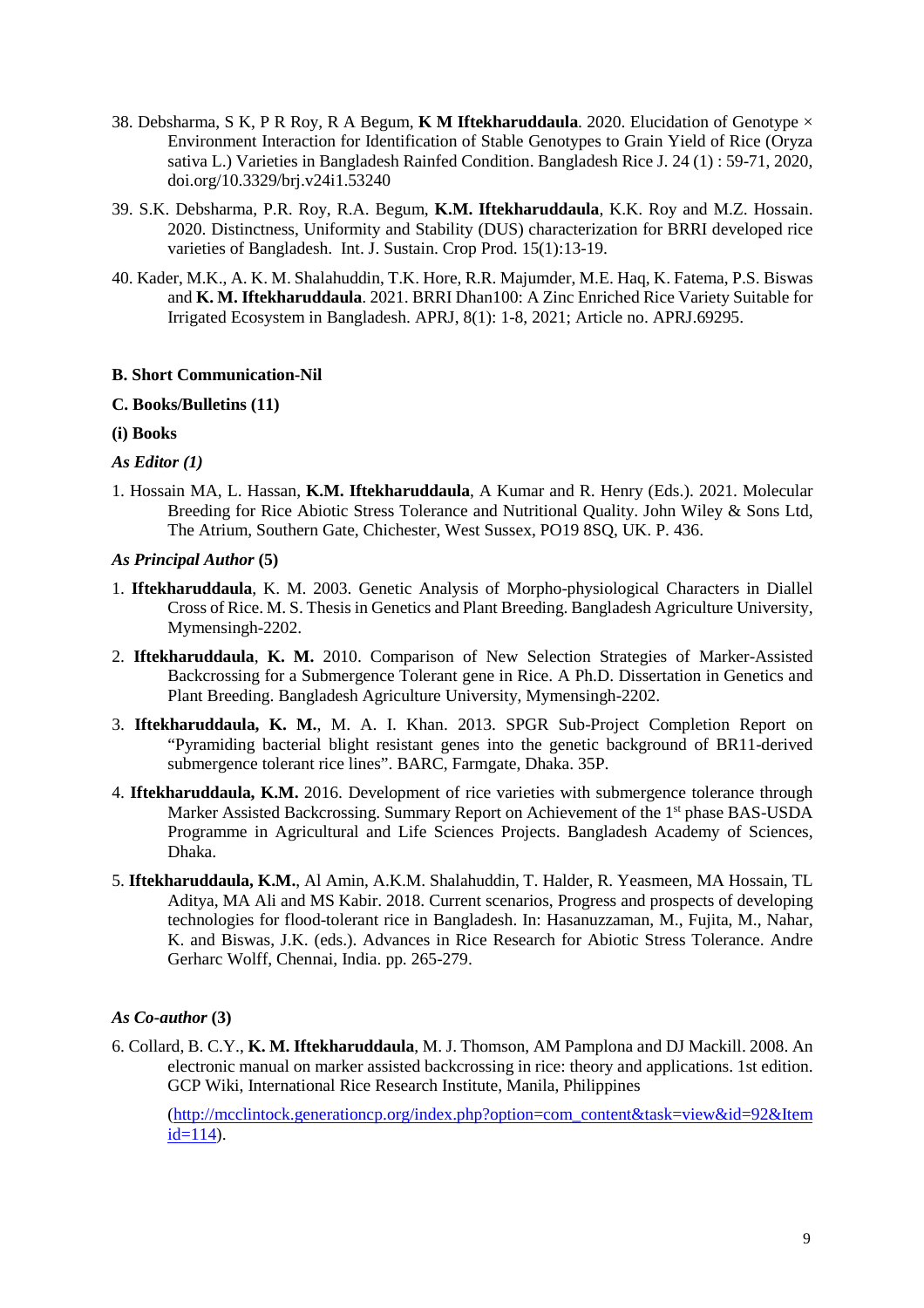38. Debsharma, S K, P R Roy, R A Begum, **K M Iftekharuddaula**. 2020. Elucidation of Genotype × Environment Interaction for Identification of Stable Genotypes to Grain Yield of Rice (Oryza sativa L.) Varieties in Bangladesh Rainfed Condition. Bangladesh Rice J. 24 (1) : 59-71, 2020, doi.org/10.3329/brj.v24i1.53240

39. S.K. Debsharma, P.R. Roy, R.A. Begum, **K.M. Iftekharuddaula**, K.K. Roy and M.Z. Hossain. 2020. Distinctness, Uniformity and Stability (DUS) characterization for BRRI developed rice varieties of Bangladesh. Int. J. Sustain. Crop Prod. 15(1):13-19.

40. Kader, M.K., A. K. M. Shalahuddin, T.K. Hore, R.R. Majumder, M.E. Haq, K. Fatema, P.S. Biswas and **K. M. Iftekharuddaula**. 2021. BRRI Dhan100: A Zinc Enriched Rice Variety Suitable for Irrigated Ecosystem in Bangladesh. APRJ, 8(1): 1-8, 2021; Article no. APRJ.69295.

**B. Short Communication-Nil**

**C. Books/Bulletins (11)**

**(i) Books**

***As Editor (1)***

1. Hossain MA, L. Hassan, **K.M. Iftekharuddaula**, A Kumar and R. Henry (Eds.). 2021. Molecular Breeding for Rice Abiotic Stress Tolerance and Nutritional Quality. John Wiley & Sons Ltd, The Atrium, Southern Gate, Chichester, West Sussex, PO19 8SQ, UK. P. 436.

***As Principal Author* (5)**

1. **Iftekharuddaula**, K. M. 2003. Genetic Analysis of Morpho-physiological Characters in Diallel Cross of Rice. M. S. Thesis in Genetics and Plant Breeding. Bangladesh Agriculture University, Mymensingh-2202.

2. **Iftekharuddaula**, **K. M.** 2010. Comparison of New Selection Strategies of Marker-Assisted Backcrossing for a Submergence Tolerant gene in Rice. A Ph.D. Dissertation in Genetics and Plant Breeding. Bangladesh Agriculture University, Mymensingh-2202.

3. **Iftekharuddaula, K. M.**, M. A. I. Khan. 2013. SPGR Sub-Project Completion Report on "Pyramiding bacterial blight resistant genes into the genetic background of BR11-derived submergence tolerant rice lines". BARC, Farmgate, Dhaka. 35P.

4. **Iftekharuddaula, K.M.** 2016. Development of rice varieties with submergence tolerance through Marker Assisted Backcrossing. Summary Report on Achievement of the 1st phase BAS-USDA Programme in Agricultural and Life Sciences Projects. Bangladesh Academy of Sciences, Dhaka.

5. **Iftekharuddaula, K.M.**, Al Amin, A.K.M. Shalahuddin, T. Halder, R. Yeasmeen, MA Hossain, TL Aditya, MA Ali and MS Kabir. 2018. Current scenarios, Progress and prospects of developing technologies for flood-tolerant rice in Bangladesh. In: Hasanuzzaman, M., Fujita, M., Nahar, K. and Biswas, J.K. (eds.). Advances in Rice Research for Abiotic Stress Tolerance. Andre Gerharc Wolff, Chennai, India. pp. 265-279.

***As Co-author* (3)**

6. Collard, B. C.Y., **K. M. Iftekharuddaula**, M. J. Thomson, AM Pamplona and DJ Mackill. 2008. An electronic manual on marker assisted backcrossing in rice: theory and applications. 1st edition. GCP Wiki, International Rice Research Institute, Manila, Philippines

   (http://mcclintock.generationcp.org/index.php?option=com_content&task=view&id=92&Itemid=114).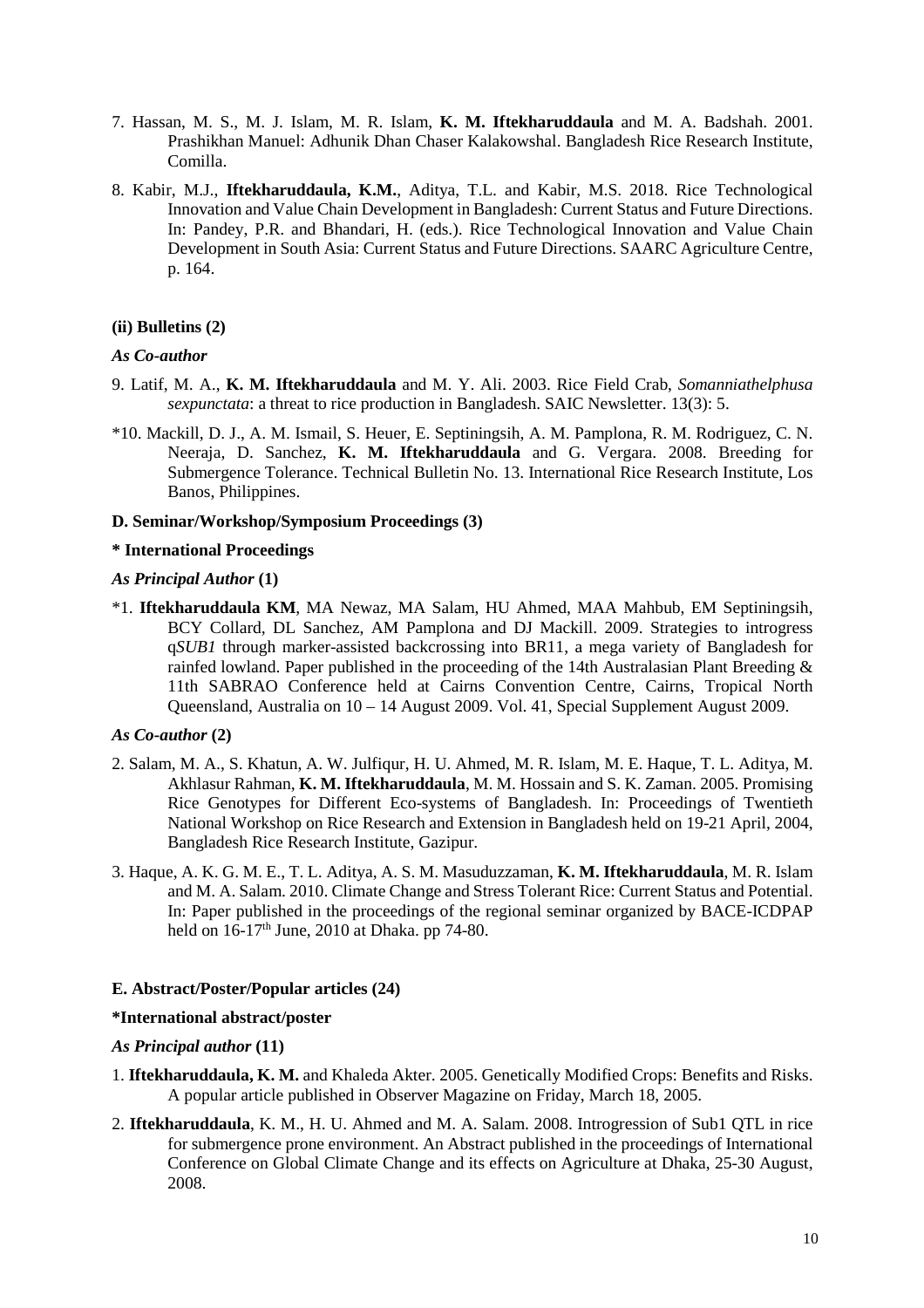7. Hassan, M. S., M. J. Islam, M. R. Islam, **K. M. Iftekharuddaula** and M. A. Badshah. 2001. Prashikhan Manuel: Adhunik Dhan Chaser Kalakowshal. Bangladesh Rice Research Institute, Comilla.

8. Kabir, M.J., **Iftekharuddaula, K.M.**, Aditya, T.L. and Kabir, M.S. 2018. Rice Technological Innovation and Value Chain Development in Bangladesh: Current Status and Future Directions. In: Pandey, P.R. and Bhandari, H. (eds.). Rice Technological Innovation and Value Chain Development in South Asia: Current Status and Future Directions. SAARC Agriculture Centre, p. 164.

**(ii) Bulletins (2)**

***As Co-author***

9. Latif, M. A., **K. M. Iftekharuddaula** and M. Y. Ali. 2003. Rice Field Crab, *Somanniathelphusa sexpunctata*: a threat to rice production in Bangladesh. SAIC Newsletter. 13(3): 5.

*10. Mackill, D. J., A. M. Ismail, S. Heuer, E. Septiningsih, A. M. Pamplona, R. M. Rodriguez, C. N. Neeraja, D. Sanchez, **K. M. Iftekharuddaula** and G. Vergara. 2008. Breeding for Submergence Tolerance. Technical Bulletin No. 13. International Rice Research Institute, Los Banos, Philippines.

**D. Seminar/Workshop/Symposium Proceedings (3)**

**\* International Proceedings**

***As Principal Author* (1)**

*1. **Iftekharuddaula KM**, MA Newaz, MA Salam, HU Ahmed, MAA Mahbub, EM Septiningsih, BCY Collard, DL Sanchez, AM Pamplona and DJ Mackill. 2009. Strategies to introgress q*SUB1* through marker-assisted backcrossing into BR11, a mega variety of Bangladesh for rainfed lowland. Paper published in the proceeding of the 14th Australasian Plant Breeding & 11th SABRAO Conference held at Cairns Convention Centre, Cairns, Tropical North Queensland, Australia on 10 – 14 August 2009. Vol. 41, Special Supplement August 2009.

***As Co-author* (2)**

2. Salam, M. A., S. Khatun, A. W. Julfiqur, H. U. Ahmed, M. R. Islam, M. E. Haque, T. L. Aditya, M. Akhlasur Rahman, **K. M. Iftekharuddaula**, M. M. Hossain and S. K. Zaman. 2005. Promising Rice Genotypes for Different Eco-systems of Bangladesh. In: Proceedings of Twentieth National Workshop on Rice Research and Extension in Bangladesh held on 19-21 April, 2004, Bangladesh Rice Research Institute, Gazipur.

3. Haque, A. K. G. M. E., T. L. Aditya, A. S. M. Masuduzzaman, **K. M. Iftekharuddaula**, M. R. Islam and M. A. Salam. 2010. Climate Change and Stress Tolerant Rice: Current Status and Potential. In: Paper published in the proceedings of the regional seminar organized by BACE-ICDPAP held on 16-17th June, 2010 at Dhaka. pp 74-80.

**E. Abstract/Poster/Popular articles (24)**

**\*International abstract/poster**

***As Principal author* (11)**

1. **Iftekharuddaula, K. M.** and Khaleda Akter. 2005. Genetically Modified Crops: Benefits and Risks. A popular article published in Observer Magazine on Friday, March 18, 2005.

2. **Iftekharuddaula**, K. M., H. U. Ahmed and M. A. Salam. 2008. Introgression of Sub1 QTL in rice for submergence prone environment. An Abstract published in the proceedings of International Conference on Global Climate Change and its effects on Agriculture at Dhaka, 25-30 August, 2008.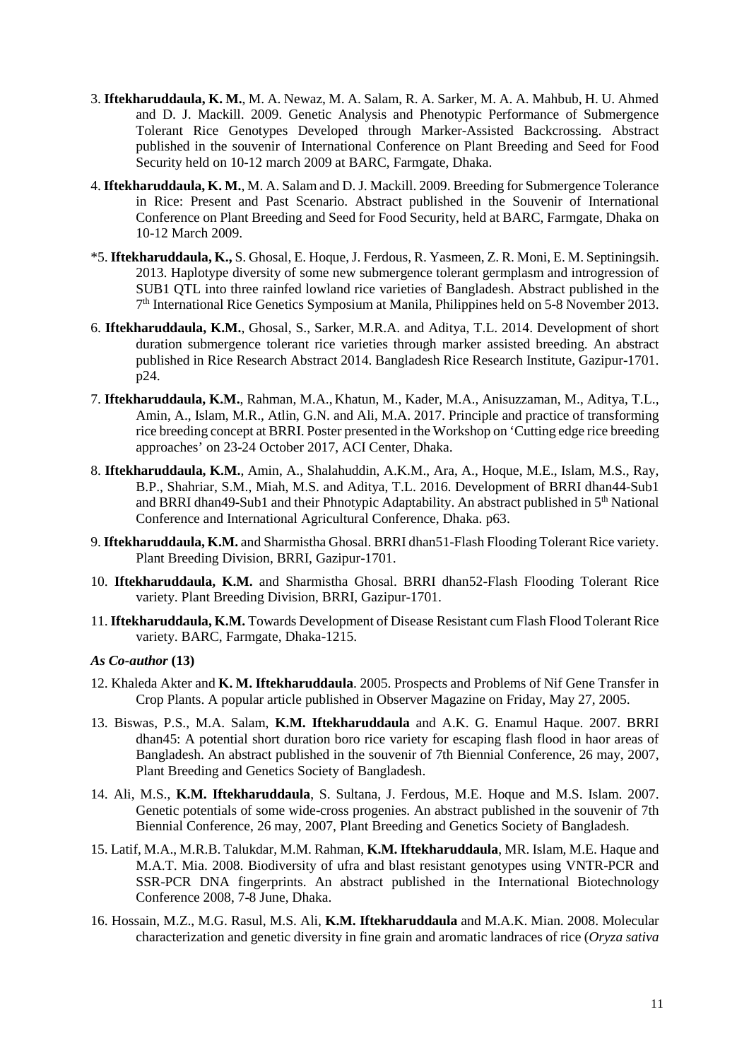3. **Iftekharuddaula, K. M.**, M. A. Newaz, M. A. Salam, R. A. Sarker, M. A. A. Mahbub, H. U. Ahmed and D. J. Mackill. 2009. Genetic Analysis and Phenotypic Performance of Submergence Tolerant Rice Genotypes Developed through Marker-Assisted Backcrossing. Abstract published in the souvenir of International Conference on Plant Breeding and Seed for Food Security held on 10-12 march 2009 at BARC, Farmgate, Dhaka.

4. **Iftekharuddaula, K. M.**, M. A. Salam and D. J. Mackill. 2009. Breeding for Submergence Tolerance in Rice: Present and Past Scenario. Abstract published in the Souvenir of International Conference on Plant Breeding and Seed for Food Security, held at BARC, Farmgate, Dhaka on 10-12 March 2009.

*5. **Iftekharuddaula, K.,** S. Ghosal, E. Hoque, J. Ferdous, R. Yasmeen, Z. R. Moni, E. M. Septiningsih. 2013. Haplotype diversity of some new submergence tolerant germplasm and introgression of SUB1 QTL into three rainfed lowland rice varieties of Bangladesh. Abstract published in the 7th International Rice Genetics Symposium at Manila, Philippines held on 5-8 November 2013.

6. **Iftekharuddaula, K.M.**, Ghosal, S., Sarker, M.R.A. and Aditya, T.L. 2014. Development of short duration submergence tolerant rice varieties through marker assisted breeding. An abstract published in Rice Research Abstract 2014. Bangladesh Rice Research Institute, Gazipur-1701. p24.

7. **Iftekharuddaula, K.M.**, Rahman, M.A., Khatun, M., Kader, M.A., Anisuzzaman, M., Aditya, T.L., Amin, A., Islam, M.R., Atlin, G.N. and Ali, M.A. 2017. Principle and practice of transforming rice breeding concept at BRRI. Poster presented in the Workshop on 'Cutting edge rice breeding approaches' on 23-24 October 2017, ACI Center, Dhaka.

8. **Iftekharuddaula, K.M.**, Amin, A., Shalahuddin, A.K.M., Ara, A., Hoque, M.E., Islam, M.S., Ray, B.P., Shahriar, S.M., Miah, M.S. and Aditya, T.L. 2016. Development of BRRI dhan44-Sub1 and BRRI dhan49-Sub1 and their Phnotypic Adaptability. An abstract published in 5th National Conference and International Agricultural Conference, Dhaka. p63.

9. **Iftekharuddaula, K.M.** and Sharmistha Ghosal. BRRI dhan51-Flash Flooding Tolerant Rice variety. Plant Breeding Division, BRRI, Gazipur-1701.

10. **Iftekharuddaula, K.M.** and Sharmistha Ghosal. BRRI dhan52-Flash Flooding Tolerant Rice variety. Plant Breeding Division, BRRI, Gazipur-1701.

11. **Iftekharuddaula, K.M.** Towards Development of Disease Resistant cum Flash Flood Tolerant Rice variety. BARC, Farmgate, Dhaka-1215.

***As Co-author* (13)**

12. Khaleda Akter and **K. M. Iftekharuddaula**. 2005. Prospects and Problems of Nif Gene Transfer in Crop Plants. A popular article published in Observer Magazine on Friday, May 27, 2005.

13. Biswas, P.S., M.A. Salam, **K.M. Iftekharuddaula** and A.K. G. Enamul Haque. 2007. BRRI dhan45: A potential short duration boro rice variety for escaping flash flood in haor areas of Bangladesh. An abstract published in the souvenir of 7th Biennial Conference, 26 may, 2007, Plant Breeding and Genetics Society of Bangladesh.

14. Ali, M.S., **K.M. Iftekharuddaula**, S. Sultana, J. Ferdous, M.E. Hoque and M.S. Islam. 2007. Genetic potentials of some wide-cross progenies. An abstract published in the souvenir of 7th Biennial Conference, 26 may, 2007, Plant Breeding and Genetics Society of Bangladesh.

15. Latif, M.A., M.R.B. Talukdar, M.M. Rahman, **K.M. Iftekharuddaula**, MR. Islam, M.E. Haque and M.A.T. Mia. 2008. Biodiversity of ufra and blast resistant genotypes using VNTR-PCR and SSR-PCR DNA fingerprints. An abstract published in the International Biotechnology Conference 2008, 7-8 June, Dhaka.

16. Hossain, M.Z., M.G. Rasul, M.S. Ali, **K.M. Iftekharuddaula** and M.A.K. Mian. 2008. Molecular characterization and genetic diversity in fine grain and aromatic landraces of rice (*Oryza sativa*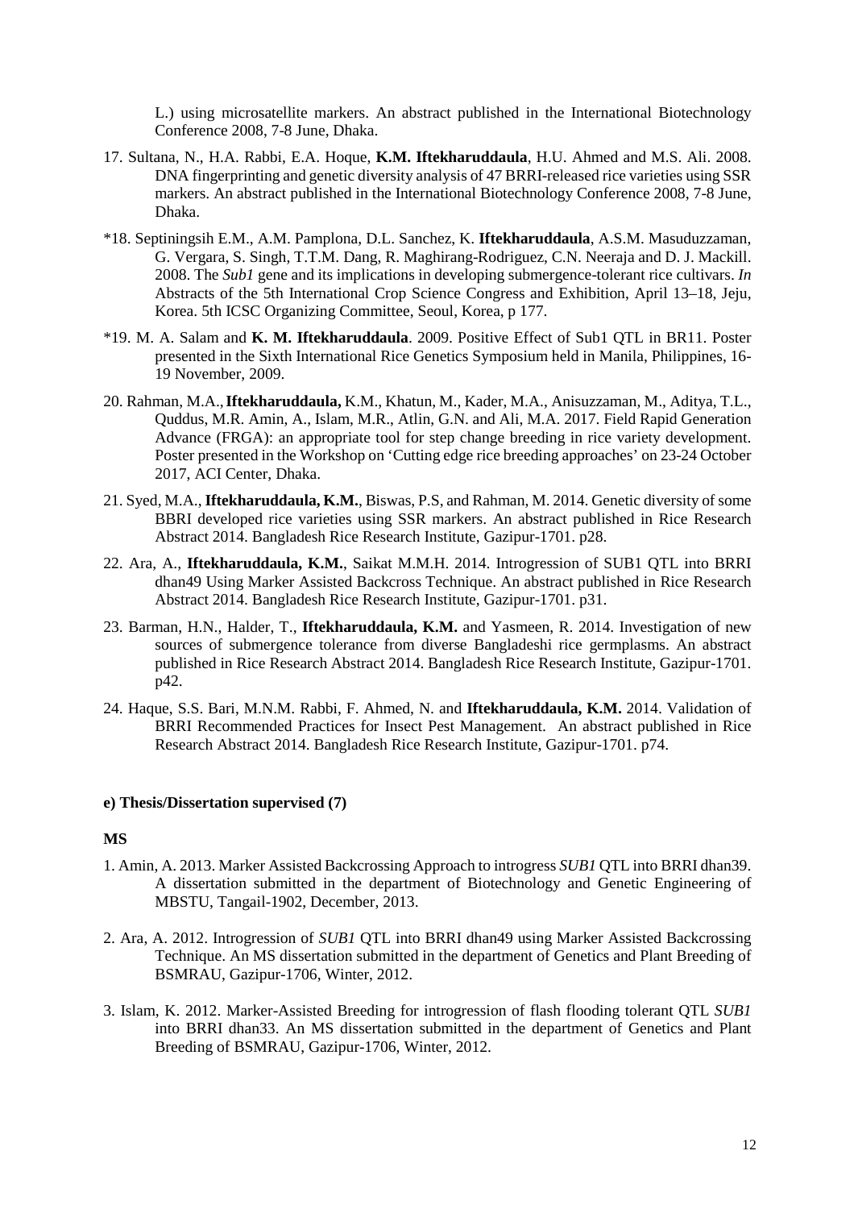L.) using microsatellite markers. An abstract published in the International Biotechnology Conference 2008, 7-8 June, Dhaka.

17. Sultana, N., H.A. Rabbi, E.A. Hoque, **K.M. Iftekharuddaula**, H.U. Ahmed and M.S. Ali. 2008. DNA fingerprinting and genetic diversity analysis of 47 BRRI-released rice varieties using SSR markers. An abstract published in the International Biotechnology Conference 2008, 7-8 June, Dhaka.

*18. Septiningsih E.M., A.M. Pamplona, D.L. Sanchez, K. **Iftekharuddaula**, A.S.M. Masuduzzaman, G. Vergara, S. Singh, T.T.M. Dang, R. Maghirang-Rodriguez, C.N. Neeraja and D. J. Mackill. 2008. The *Sub1* gene and its implications in developing submergence-tolerant rice cultivars. *In* Abstracts of the 5th International Crop Science Congress and Exhibition, April 13–18, Jeju, Korea. 5th ICSC Organizing Committee, Seoul, Korea, p 177.

*19. M. A. Salam and **K. M. Iftekharuddaula**. 2009. Positive Effect of Sub1 QTL in BR11. Poster presented in the Sixth International Rice Genetics Symposium held in Manila, Philippines, 16-19 November, 2009.

20. Rahman, M.A., **Iftekharuddaula,** K.M., Khatun, M., Kader, M.A., Anisuzzaman, M., Aditya, T.L., Quddus, M.R. Amin, A., Islam, M.R., Atlin, G.N. and Ali, M.A. 2017. Field Rapid Generation Advance (FRGA): an appropriate tool for step change breeding in rice variety development. Poster presented in the Workshop on 'Cutting edge rice breeding approaches' on 23-24 October 2017, ACI Center, Dhaka.

21. Syed, M.A., **Iftekharuddaula, K.M.**, Biswas, P.S, and Rahman, M. 2014. Genetic diversity of some BBRI developed rice varieties using SSR markers. An abstract published in Rice Research Abstract 2014. Bangladesh Rice Research Institute, Gazipur-1701. p28.

22. Ara, A., **Iftekharuddaula, K.M.**, Saikat M.M.H. 2014. Introgression of SUB1 QTL into BRRI dhan49 Using Marker Assisted Backcross Technique. An abstract published in Rice Research Abstract 2014. Bangladesh Rice Research Institute, Gazipur-1701. p31.

23. Barman, H.N., Halder, T., **Iftekharuddaula, K.M.** and Yasmeen, R. 2014. Investigation of new sources of submergence tolerance from diverse Bangladeshi rice germplasms. An abstract published in Rice Research Abstract 2014. Bangladesh Rice Research Institute, Gazipur-1701. p42.

24. Haque, S.S. Bari, M.N.M. Rabbi, F. Ahmed, N. and **Iftekharuddaula, K.M.** 2014. Validation of BRRI Recommended Practices for Insect Pest Management. An abstract published in Rice Research Abstract 2014. Bangladesh Rice Research Institute, Gazipur-1701. p74.

#### e) Thesis/Dissertation supervised (7)

**MS**

1. Amin, A. 2013. Marker Assisted Backcrossing Approach to introgress *SUB1* QTL into BRRI dhan39. A dissertation submitted in the department of Biotechnology and Genetic Engineering of MBSTU, Tangail-1902, December, 2013.

2. Ara, A. 2012. Introgression of *SUB1* QTL into BRRI dhan49 using Marker Assisted Backcrossing Technique. An MS dissertation submitted in the department of Genetics and Plant Breeding of BSMRAU, Gazipur-1706, Winter, 2012.

3. Islam, K. 2012. Marker-Assisted Breeding for introgression of flash flooding tolerant QTL *SUB1* into BRRI dhan33. An MS dissertation submitted in the department of Genetics and Plant Breeding of BSMRAU, Gazipur-1706, Winter, 2012.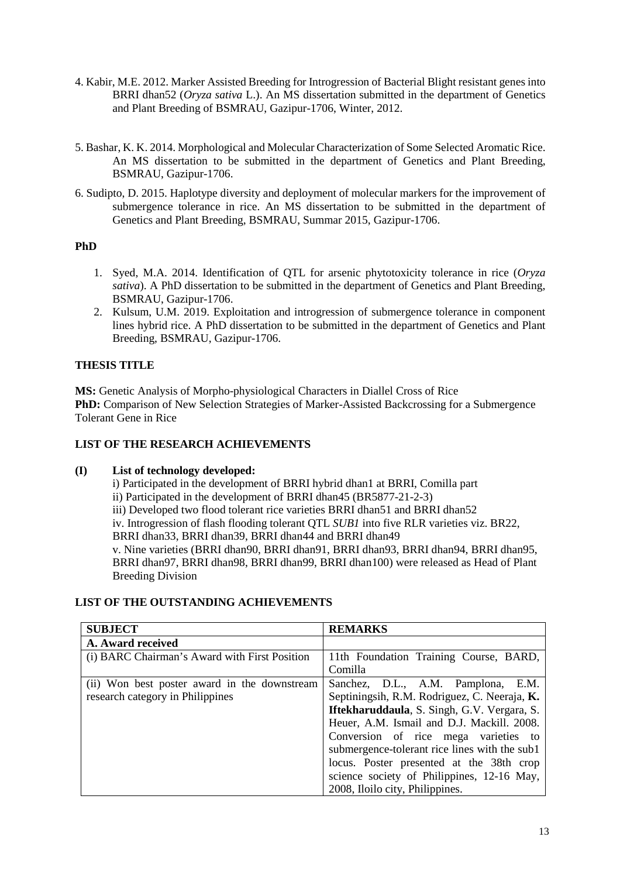4. Kabir, M.E. 2012. Marker Assisted Breeding for Introgression of Bacterial Blight resistant genes into BRRI dhan52 (*Oryza sativa* L.). An MS dissertation submitted in the department of Genetics and Plant Breeding of BSMRAU, Gazipur-1706, Winter, 2012.

5. Bashar, K. K. 2014. Morphological and Molecular Characterization of Some Selected Aromatic Rice. An MS dissertation to be submitted in the department of Genetics and Plant Breeding, BSMRAU, Gazipur-1706.

6. Sudipto, D. 2015. Haplotype diversity and deployment of molecular markers for the improvement of submergence tolerance in rice. An MS dissertation to be submitted in the department of Genetics and Plant Breeding, BSMRAU, Summar 2015, Gazipur-1706.

**PhD**

1. Syed, M.A. 2014. Identification of QTL for arsenic phytotoxicity tolerance in rice (*Oryza sativa*). A PhD dissertation to be submitted in the department of Genetics and Plant Breeding, BSMRAU, Gazipur-1706.
2. Kulsum, U.M. 2019. Exploitation and introgression of submergence tolerance in component lines hybrid rice. A PhD dissertation to be submitted in the department of Genetics and Plant Breeding, BSMRAU, Gazipur-1706.

**THESIS TITLE**

**MS:** Genetic Analysis of Morpho-physiological Characters in Diallel Cross of Rice
**PhD:** Comparison of New Selection Strategies of Marker-Assisted Backcrossing for a Submergence Tolerant Gene in Rice

**LIST OF THE RESEARCH ACHIEVEMENTS**

**(I) List of technology developed:**

i) Participated in the development of BRRI hybrid dhan1 at BRRI, Comilla part
ii) Participated in the development of BRRI dhan45 (BR5877-21-2-3)
iii) Developed two flood tolerant rice varieties BRRI dhan51 and BRRI dhan52
iv. Introgression of flash flooding tolerant QTL *SUB1* into five RLR varieties viz. BR22, BRRI dhan33, BRRI dhan39, BRRI dhan44 and BRRI dhan49
v. Nine varieties (BRRI dhan90, BRRI dhan91, BRRI dhan93, BRRI dhan94, BRRI dhan95, BRRI dhan97, BRRI dhan98, BRRI dhan99, BRRI dhan100) were released as Head of Plant Breeding Division

**LIST OF THE OUTSTANDING ACHIEVEMENTS**

| SUBJECT | REMARKS |
|---|---|
| **A. Award received** | |
| (i) BARC Chairman's Award with First Position | 11th Foundation Training Course, BARD, Comilla |
| (ii) Won best poster award in the downstream research category in Philippines | Sanchez, D.L., A.M. Pamplona, E.M. Septiningsih, R.M. Rodriguez, C. Neeraja, **K. Iftekharuddaula**, S. Singh, G.V. Vergara, S. Heuer, A.M. Ismail and D.J. Mackill. 2008. Conversion of rice mega varieties to submergence-tolerant rice lines with the sub1 locus. Poster presented at the 38th crop science society of Philippines, 12-16 May, 2008, Iloilo city, Philippines. |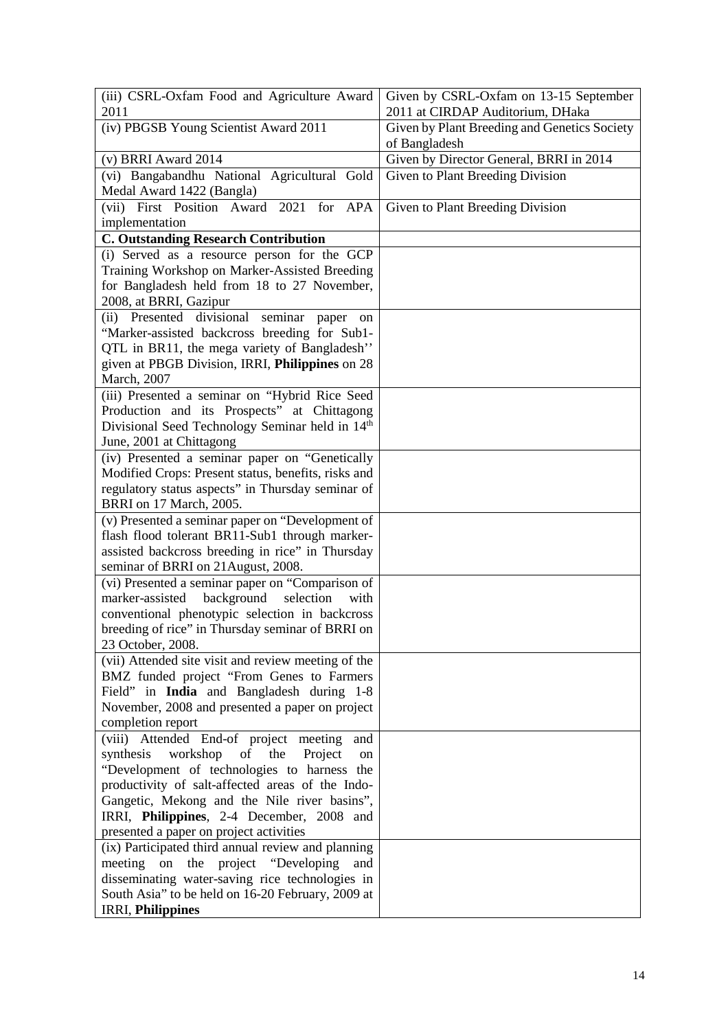| (iii) CSRL-Oxfam Food and Agriculture Award 2011 | Given by CSRL-Oxfam on 13-15 September 2011 at CIRDAP Auditorium, DHaka |
|---|---|
| (iv) PBGSB Young Scientist Award 2011 | Given by Plant Breeding and Genetics Society of Bangladesh |
| (v) BRRI Award 2014 | Given by Director General, BRRI in 2014 |
| (vi) Bangabandhu National Agricultural Gold Medal Award 1422 (Bangla) | Given to Plant Breeding Division |
| (vii) First Position Award 2021 for APA implementation | Given to Plant Breeding Division |
| **C. Outstanding Research Contribution** | |
| (i) Served as a resource person for the GCP Training Workshop on Marker-Assisted Breeding for Bangladesh held from 18 to 27 November, 2008, at BRRI, Gazipur | |
| (ii) Presented divisional seminar paper on "Marker-assisted backcross breeding for Sub1-QTL in BR11, the mega variety of Bangladesh'' given at PBGB Division, IRRI, **Philippines** on 28 March, 2007 | |
| (iii) Presented a seminar on "Hybrid Rice Seed Production and its Prospects" at Chittagong Divisional Seed Technology Seminar held in 14th June, 2001 at Chittagong | |
| (iv) Presented a seminar paper on "Genetically Modified Crops: Present status, benefits, risks and regulatory status aspects" in Thursday seminar of BRRI on 17 March, 2005. | |
| (v) Presented a seminar paper on "Development of flash flood tolerant BR11-Sub1 through marker-assisted backcross breeding in rice" in Thursday seminar of BRRI on 21August, 2008. | |
| (vi) Presented a seminar paper on "Comparison of marker-assisted background selection with conventional phenotypic selection in backcross breeding of rice" in Thursday seminar of BRRI on 23 October, 2008. | |
| (vii) Attended site visit and review meeting of the BMZ funded project "From Genes to Farmers Field" in **India** and Bangladesh during 1-8 November, 2008 and presented a paper on project completion report | |
| (viii) Attended End-of project meeting and synthesis workshop of the Project on "Development of technologies to harness the productivity of salt-affected areas of the Indo-Gangetic, Mekong and the Nile river basins", IRRI, **Philippines**, 2-4 December, 2008 and presented a paper on project activities | |
| (ix) Participated third annual review and planning meeting on the project "Developing and disseminating water-saving rice technologies in South Asia" to be held on 16-20 February, 2009 at IRRI, **Philippines** | |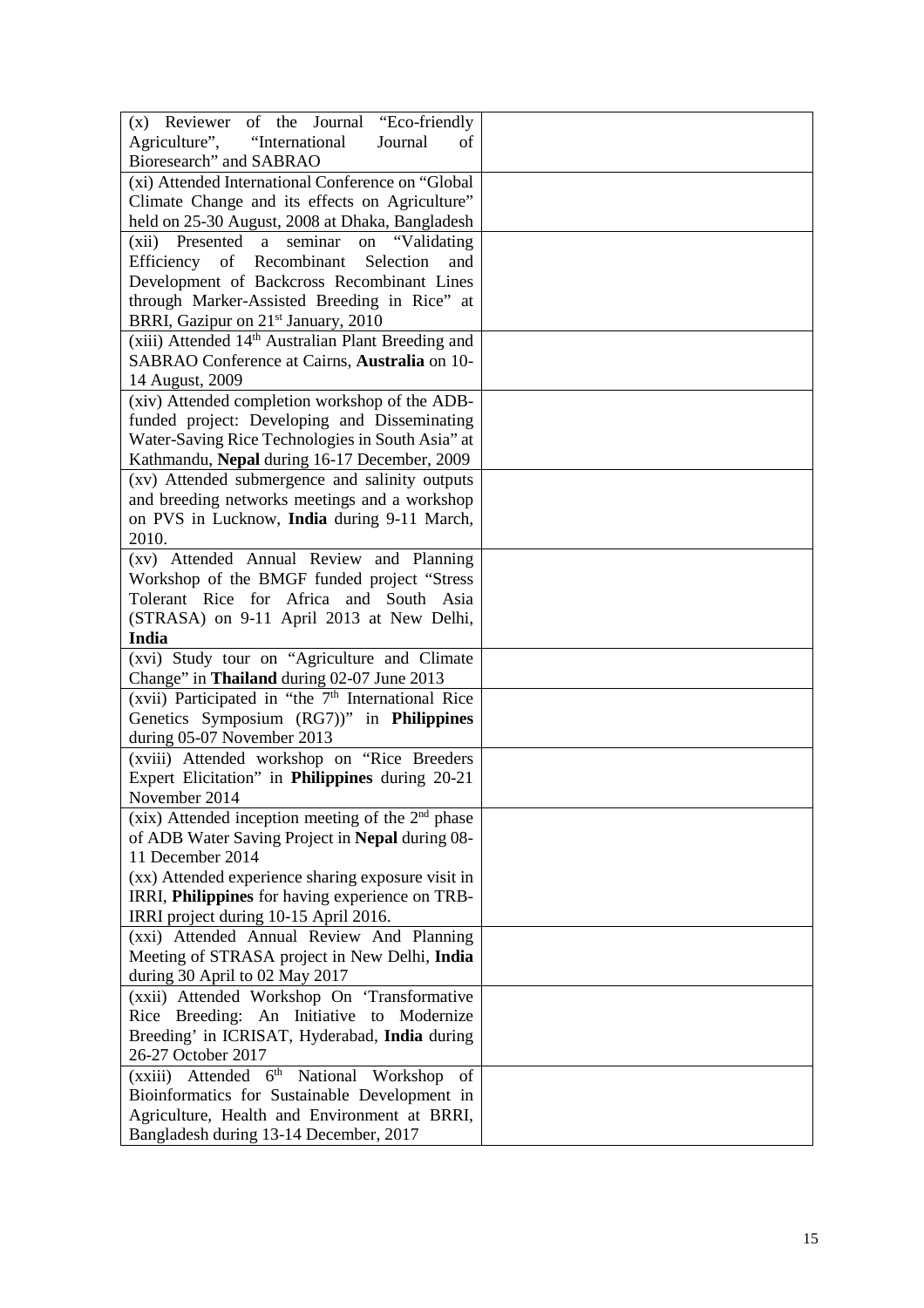| | |
|---|---|
| (x) Reviewer of the Journal "Eco-friendly Agriculture", "International Journal of Bioresearch" and SABRAO | |
| (xi) Attended International Conference on "Global Climate Change and its effects on Agriculture" held on 25-30 August, 2008 at Dhaka, Bangladesh | |
| (xii) Presented a seminar on "Validating Efficiency of Recombinant Selection and Development of Backcross Recombinant Lines through Marker-Assisted Breeding in Rice" at BRRI, Gazipur on 21st January, 2010 | |
| (xiii) Attended 14th Australian Plant Breeding and SABRAO Conference at Cairns, **Australia** on 10-14 August, 2009 | |
| (xiv) Attended completion workshop of the ADB-funded project: Developing and Disseminating Water-Saving Rice Technologies in South Asia" at Kathmandu, **Nepal** during 16-17 December, 2009 | |
| (xv) Attended submergence and salinity outputs and breeding networks meetings and a workshop on PVS in Lucknow, **India** during 9-11 March, 2010. | |
| (xv) Attended Annual Review and Planning Workshop of the BMGF funded project "Stress Tolerant Rice for Africa and South Asia (STRASA) on 9-11 April 2013 at New Delhi, **India** | |
| (xvi) Study tour on "Agriculture and Climate Change" in **Thailand** during 02-07 June 2013 | |
| (xvii) Participated in "the 7th International Rice Genetics Symposium (RG7))" in **Philippines** during 05-07 November 2013 | |
| (xviii) Attended workshop on "Rice Breeders Expert Elicitation" in **Philippines** during 20-21 November 2014 | |
| (xix) Attended inception meeting of the 2nd phase of ADB Water Saving Project in **Nepal** during 08-11 December 2014<br>(xx) Attended experience sharing exposure visit in IRRI, **Philippines** for having experience on TRB-IRRI project during 10-15 April 2016. | |
| (xxi) Attended Annual Review And Planning Meeting of STRASA project in New Delhi, **India** during 30 April to 02 May 2017 | |
| (xxii) Attended Workshop On 'Transformative Rice Breeding: An Initiative to Modernize Breeding' in ICRISAT, Hyderabad, **India** during 26-27 October 2017 | |
| (xxiii) Attended 6th National Workshop of Bioinformatics for Sustainable Development in Agriculture, Health and Environment at BRRI, Bangladesh during 13-14 December, 2017 | |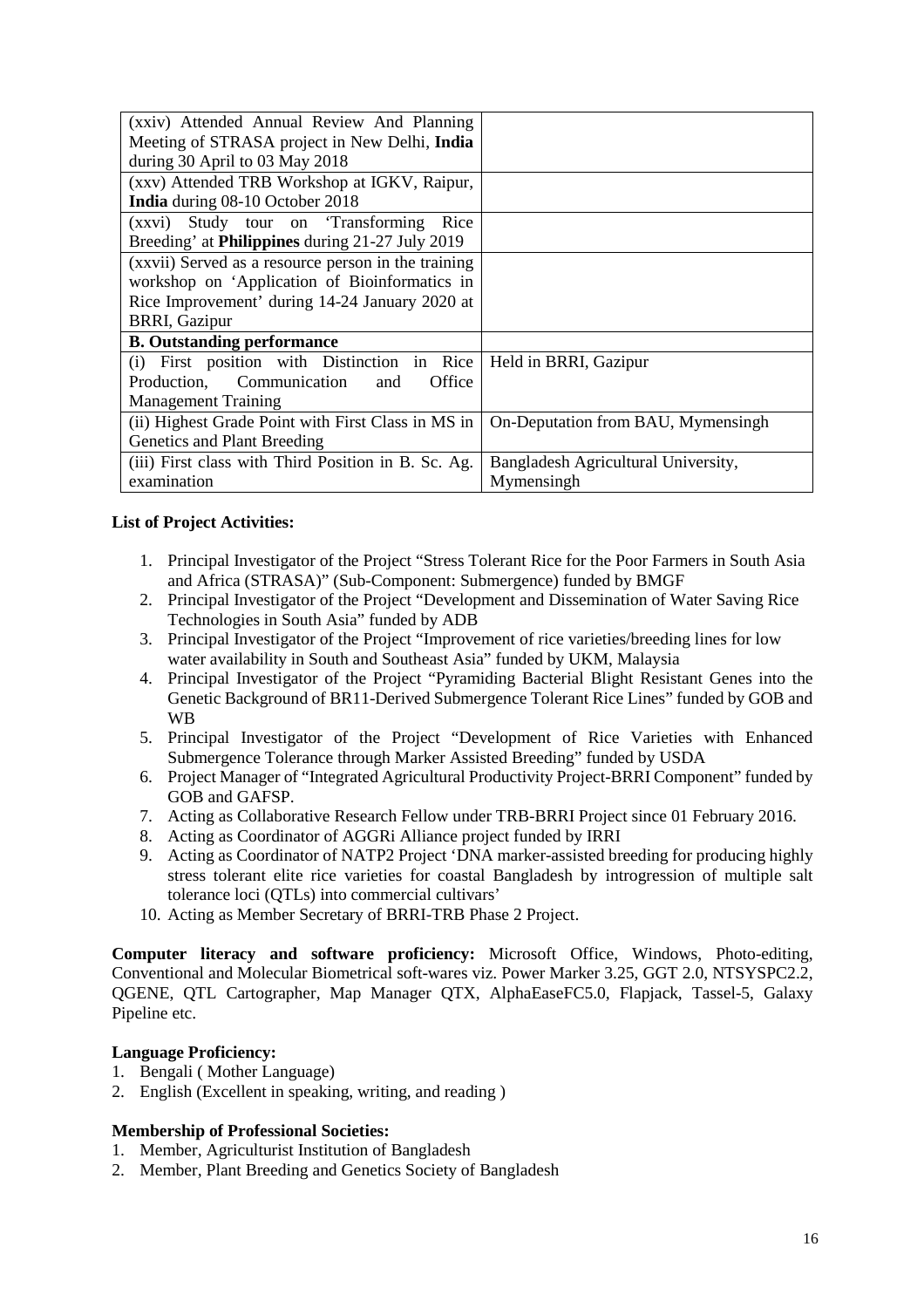| | |
|---|---|
| (xxiv) Attended Annual Review And Planning Meeting of STRASA project in New Delhi, **India** during 30 April to 03 May 2018 | |
| (xxv) Attended TRB Workshop at IGKV, Raipur, **India** during 08-10 October 2018 | |
| (xxvi) Study tour on 'Transforming Rice Breeding' at **Philippines** during 21-27 July 2019 | |
| (xxvii) Served as a resource person in the training workshop on 'Application of Bioinformatics in Rice Improvement' during 14-24 January 2020 at BRRI, Gazipur | |
| **B. Outstanding performance** | |
| (i) First position with Distinction in Rice Production, Communication and Office Management Training | Held in BRRI, Gazipur |
| (ii) Highest Grade Point with First Class in MS in Genetics and Plant Breeding | On-Deputation from BAU, Mymensingh |
| (iii) First class with Third Position in B. Sc. Ag. examination | Bangladesh Agricultural University, Mymensingh |

**List of Project Activities:**

1. Principal Investigator of the Project "Stress Tolerant Rice for the Poor Farmers in South Asia and Africa (STRASA)" (Sub-Component: Submergence) funded by BMGF
2. Principal Investigator of the Project "Development and Dissemination of Water Saving Rice Technologies in South Asia" funded by ADB
3. Principal Investigator of the Project "Improvement of rice varieties/breeding lines for low water availability in South and Southeast Asia" funded by UKM, Malaysia
4. Principal Investigator of the Project "Pyramiding Bacterial Blight Resistant Genes into the Genetic Background of BR11-Derived Submergence Tolerant Rice Lines" funded by GOB and WB
5. Principal Investigator of the Project "Development of Rice Varieties with Enhanced Submergence Tolerance through Marker Assisted Breeding" funded by USDA
6. Project Manager of "Integrated Agricultural Productivity Project-BRRI Component" funded by GOB and GAFSP.
7. Acting as Collaborative Research Fellow under TRB-BRRI Project since 01 February 2016.
8. Acting as Coordinator of AGGRi Alliance project funded by IRRI
9. Acting as Coordinator of NATP2 Project 'DNA marker-assisted breeding for producing highly stress tolerant elite rice varieties for coastal Bangladesh by introgression of multiple salt tolerance loci (QTLs) into commercial cultivars'
10. Acting as Member Secretary of BRRI-TRB Phase 2 Project.

**Computer literacy and software proficiency:** Microsoft Office, Windows, Photo-editing, Conventional and Molecular Biometrical soft-wares viz. Power Marker 3.25, GGT 2.0, NTSYSPC2.2, QGENE, QTL Cartographer, Map Manager QTX, AlphaEaseFC5.0, Flapjack, Tassel-5, Galaxy Pipeline etc.

**Language Proficiency:**

1. Bengali ( Mother Language)
2. English (Excellent in speaking, writing, and reading )

**Membership of Professional Societies:**

1. Member, Agriculturist Institution of Bangladesh
2. Member, Plant Breeding and Genetics Society of Bangladesh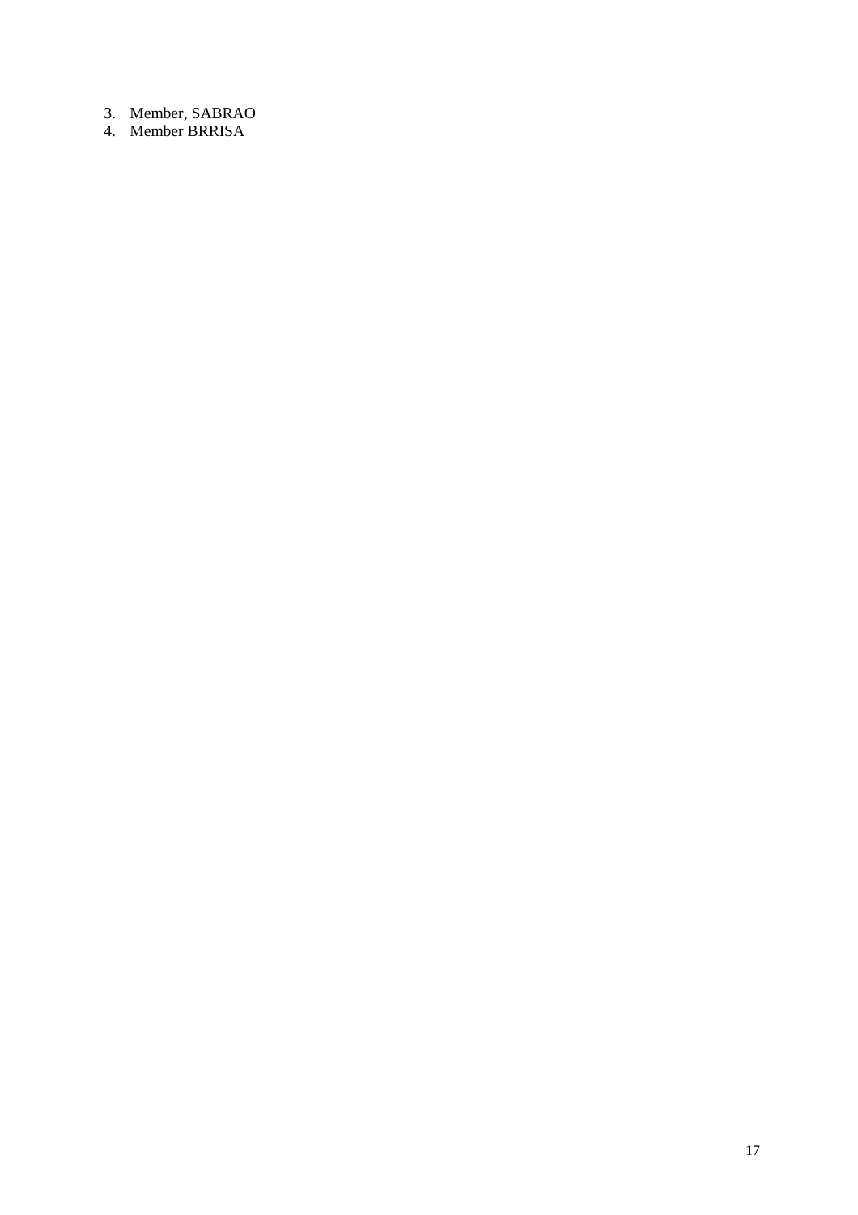3. Member, SABRAO
4. Member BRRISA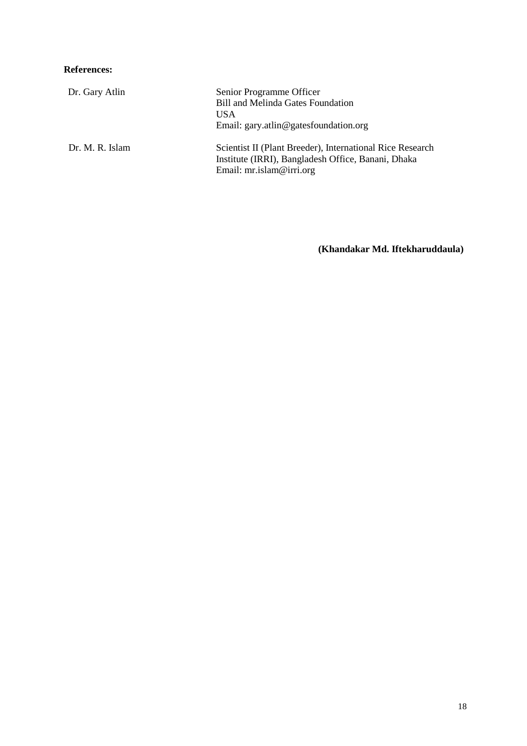**References:**

| | |
|---|---|
| Dr. Gary Atlin | Senior Programme Officer<br>Bill and Melinda Gates Foundation<br>USA<br>Email: gary.atlin@gatesfoundation.org |
| Dr. M. R. Islam | Scientist II (Plant Breeder), International Rice Research Institute (IRRI), Bangladesh Office, Banani, Dhaka<br>Email: mr.islam@irri.org |

**(Khandakar Md. Iftekharuddaula)**